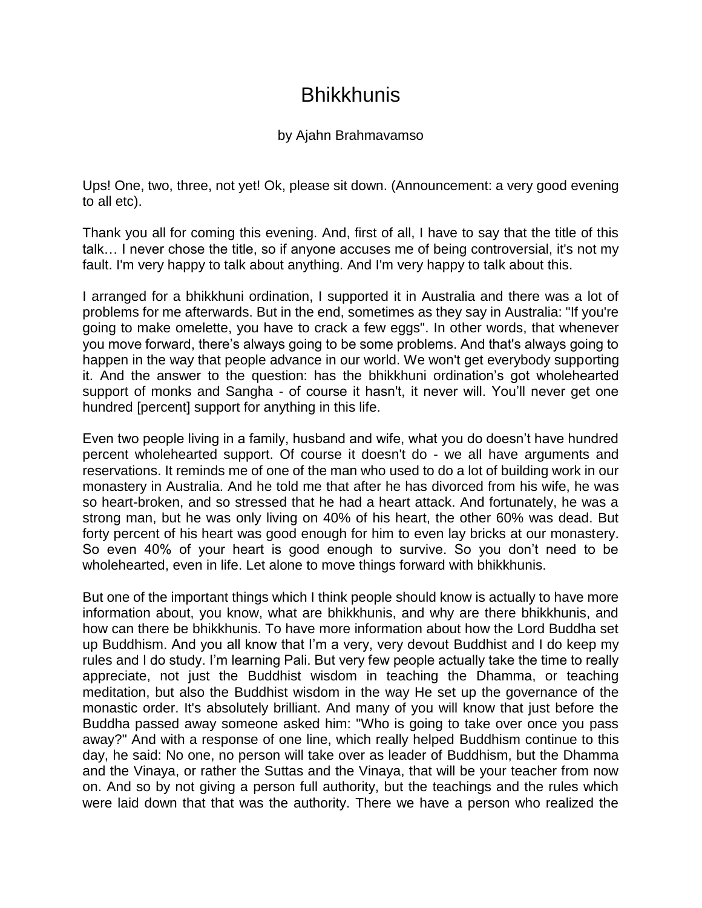# Bhikkhunis

by Ajahn Brahmavamso

Ups! One, two, three, not yet! Ok, please sit down. (Announcement: a very good evening to all etc).

Thank you all for coming this evening. And, first of all, I have to say that the title of this talk… I never chose the title, so if anyone accuses me of being controversial, it's not my fault. I'm very happy to talk about anything. And I'm very happy to talk about this.

I arranged for a bhikkhuni ordination, I supported it in Australia and there was a lot of problems for me afterwards. But in the end, sometimes as they say in Australia: "If you're going to make omelette, you have to crack a few eggs". In other words, that whenever you move forward, there's always going to be some problems. And that's always going to happen in the way that people advance in our world. We won't get everybody supporting it. And the answer to the question: has the bhikkhuni ordination's got wholehearted support of monks and Sangha - of course it hasn't, it never will. You'll never get one hundred [percent] support for anything in this life.

Even two people living in a family, husband and wife, what you do doesn't have hundred percent wholehearted support. Of course it doesn't do - we all have arguments and reservations. It reminds me of one of the man who used to do a lot of building work in our monastery in Australia. And he told me that after he has divorced from his wife, he was so heart-broken, and so stressed that he had a heart attack. And fortunately, he was a strong man, but he was only living on 40% of his heart, the other 60% was dead. But forty percent of his heart was good enough for him to even lay bricks at our monastery. So even 40% of your heart is good enough to survive. So you don't need to be wholehearted, even in life. Let alone to move things forward with bhikkhunis.

But one of the important things which I think people should know is actually to have more information about, you know, what are bhikkhunis, and why are there bhikkhunis, and how can there be bhikkhunis. To have more information about how the Lord Buddha set up Buddhism. And you all know that I'm a very, very devout Buddhist and I do keep my rules and I do study. I'm learning Pali. But very few people actually take the time to really appreciate, not just the Buddhist wisdom in teaching the Dhamma, or teaching meditation, but also the Buddhist wisdom in the way He set up the governance of the monastic order. It's absolutely brilliant. And many of you will know that just before the Buddha passed away someone asked him: "Who is going to take over once you pass away?" And with a response of one line, which really helped Buddhism continue to this day, he said: No one, no person will take over as leader of Buddhism, but the Dhamma and the Vinaya, or rather the Suttas and the Vinaya, that will be your teacher from now on. And so by not giving a person full authority, but the teachings and the rules which were laid down that that was the authority. There we have a person who realized the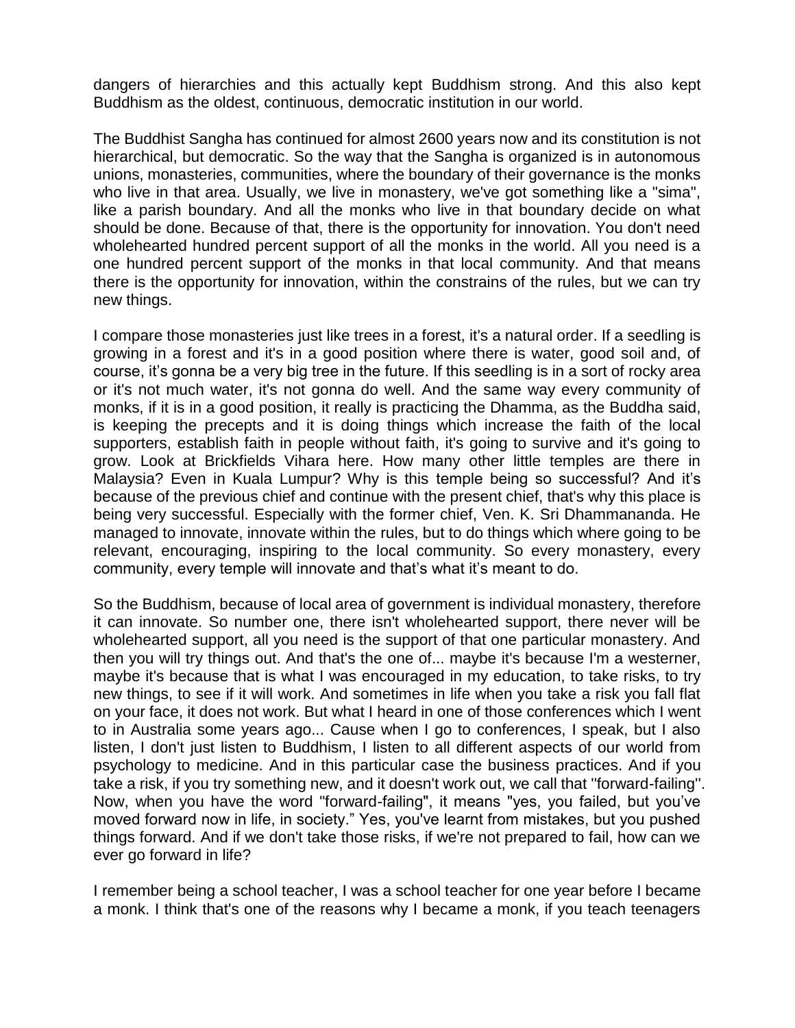dangers of hierarchies and this actually kept Buddhism strong. And this also kept Buddhism as the oldest, continuous, democratic institution in our world.

The Buddhist Sangha has continued for almost 2600 years now and its constitution is not hierarchical, but democratic. So the way that the Sangha is organized is in autonomous unions, monasteries, communities, where the boundary of their governance is the monks who live in that area. Usually, we live in monastery, we've got something like a "sima", like a parish boundary. And all the monks who live in that boundary decide on what should be done. Because of that, there is the opportunity for innovation. You don't need wholehearted hundred percent support of all the monks in the world. All you need is a one hundred percent support of the monks in that local community. And that means there is the opportunity for innovation, within the constrains of the rules, but we can try new things.

I compare those monasteries just like trees in a forest, it's a natural order. If a seedling is growing in a forest and it's in a good position where there is water, good soil and, of course, it's gonna be a very big tree in the future. If this seedling is in a sort of rocky area or it's not much water, it's not gonna do well. And the same way every community of monks, if it is in a good position, it really is practicing the Dhamma, as the Buddha said, is keeping the precepts and it is doing things which increase the faith of the local supporters, establish faith in people without faith, it's going to survive and it's going to grow. Look at Brickfields Vihara here. How many other little temples are there in Malaysia? Even in Kuala Lumpur? Why is this temple being so successful? And it's because of the previous chief and continue with the present chief, that's why this place is being very successful. Especially with the former chief, Ven. K. Sri Dhammananda. He managed to innovate, innovate within the rules, but to do things which where going to be relevant, encouraging, inspiring to the local community. So every monastery, every community, every temple will innovate and that's what it's meant to do.

So the Buddhism, because of local area of government is individual monastery, therefore it can innovate. So number one, there isn't wholehearted support, there never will be wholehearted support, all you need is the support of that one particular monastery. And then you will try things out. And that's the one of... maybe it's because I'm a westerner, maybe it's because that is what I was encouraged in my education, to take risks, to try new things, to see if it will work. And sometimes in life when you take a risk you fall flat on your face, it does not work. But what I heard in one of those conferences which I went to in Australia some years ago... Cause when I go to conferences, I speak, but I also listen, I don't just listen to Buddhism, I listen to all different aspects of our world from psychology to medicine. And in this particular case the business practices. And if you take a risk, if you try something new, and it doesn't work out, we call that "forward-failing". Now, when you have the word "forward-failing", it means "yes, you failed, but you've moved forward now in life, in society." Yes, you've learnt from mistakes, but you pushed things forward. And if we don't take those risks, if we're not prepared to fail, how can we ever go forward in life?

I remember being a school teacher, I was a school teacher for one year before I became a monk. I think that's one of the reasons why I became a monk, if you teach teenagers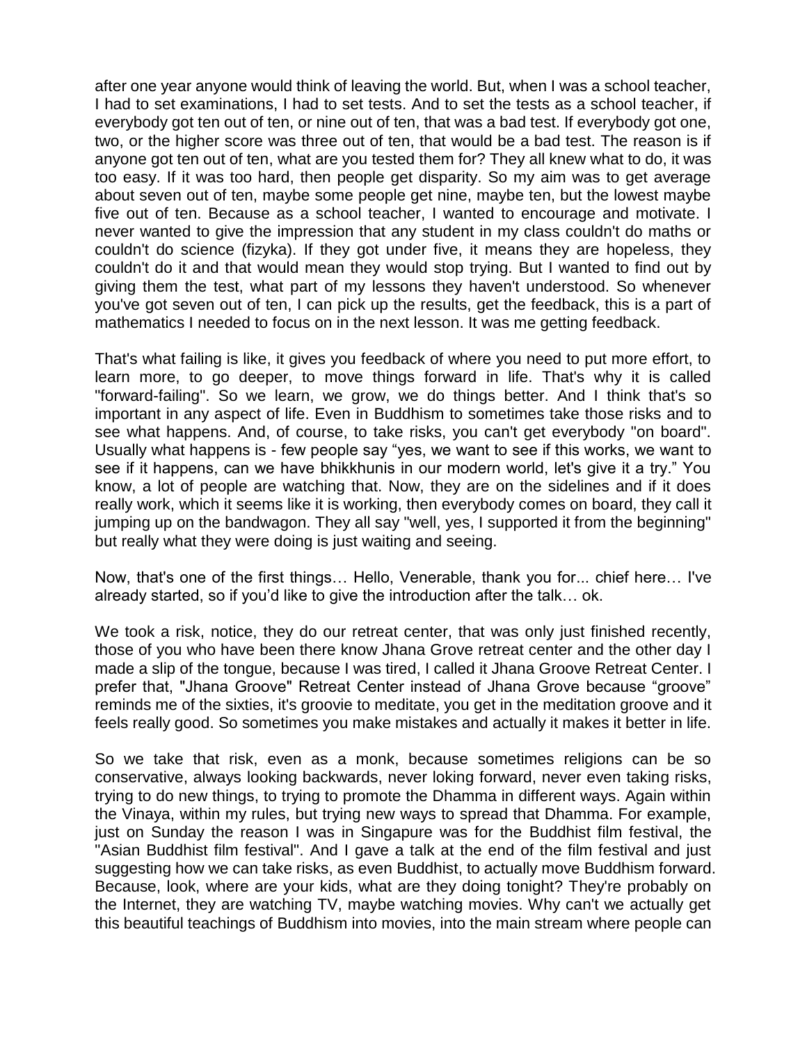after one year anyone would think of leaving the world. But, when I was a school teacher, I had to set examinations, I had to set tests. And to set the tests as a school teacher, if everybody got ten out of ten, or nine out of ten, that was a bad test. If everybody got one, two, or the higher score was three out of ten, that would be a bad test. The reason is if anyone got ten out of ten, what are you tested them for? They all knew what to do, it was too easy. If it was too hard, then people get disparity. So my aim was to get average about seven out of ten, maybe some people get nine, maybe ten, but the lowest maybe five out of ten. Because as a school teacher, I wanted to encourage and motivate. I never wanted to give the impression that any student in my class couldn't do maths or couldn't do science (fizyka). If they got under five, it means they are hopeless, they couldn't do it and that would mean they would stop trying. But I wanted to find out by giving them the test, what part of my lessons they haven't understood. So whenever you've got seven out of ten, I can pick up the results, get the feedback, this is a part of mathematics I needed to focus on in the next lesson. It was me getting feedback.

That's what failing is like, it gives you feedback of where you need to put more effort, to learn more, to go deeper, to move things forward in life. That's why it is called "forward-failing". So we learn, we grow, we do things better. And I think that's so important in any aspect of life. Even in Buddhism to sometimes take those risks and to see what happens. And, of course, to take risks, you can't get everybody "on board". Usually what happens is - few people say "yes, we want to see if this works, we want to see if it happens, can we have bhikkhunis in our modern world, let's give it a try." You know, a lot of people are watching that. Now, they are on the sidelines and if it does really work, which it seems like it is working, then everybody comes on board, they call it jumping up on the bandwagon. They all say "well, yes, I supported it from the beginning" but really what they were doing is just waiting and seeing.

Now, that's one of the first things… Hello, Venerable, thank you for... chief here… I've already started, so if you'd like to give the introduction after the talk… ok.

We took a risk, notice, they do our retreat center, that was only just finished recently, those of you who have been there know Jhana Grove retreat center and the other day I made a slip of the tongue, because I was tired, I called it Jhana Groove Retreat Center. I prefer that, "Jhana Groove" Retreat Center instead of Jhana Grove because "groove" reminds me of the sixties, it's groovie to meditate, you get in the meditation groove and it feels really good. So sometimes you make mistakes and actually it makes it better in life.

So we take that risk, even as a monk, because sometimes religions can be so conservative, always looking backwards, never loking forward, never even taking risks, trying to do new things, to trying to promote the Dhamma in different ways. Again within the Vinaya, within my rules, but trying new ways to spread that Dhamma. For example, just on Sunday the reason I was in Singapure was for the Buddhist film festival, the "Asian Buddhist film festival". And I gave a talk at the end of the film festival and just suggesting how we can take risks, as even Buddhist, to actually move Buddhism forward. Because, look, where are your kids, what are they doing tonight? They're probably on the Internet, they are watching TV, maybe watching movies. Why can't we actually get this beautiful teachings of Buddhism into movies, into the main stream where people can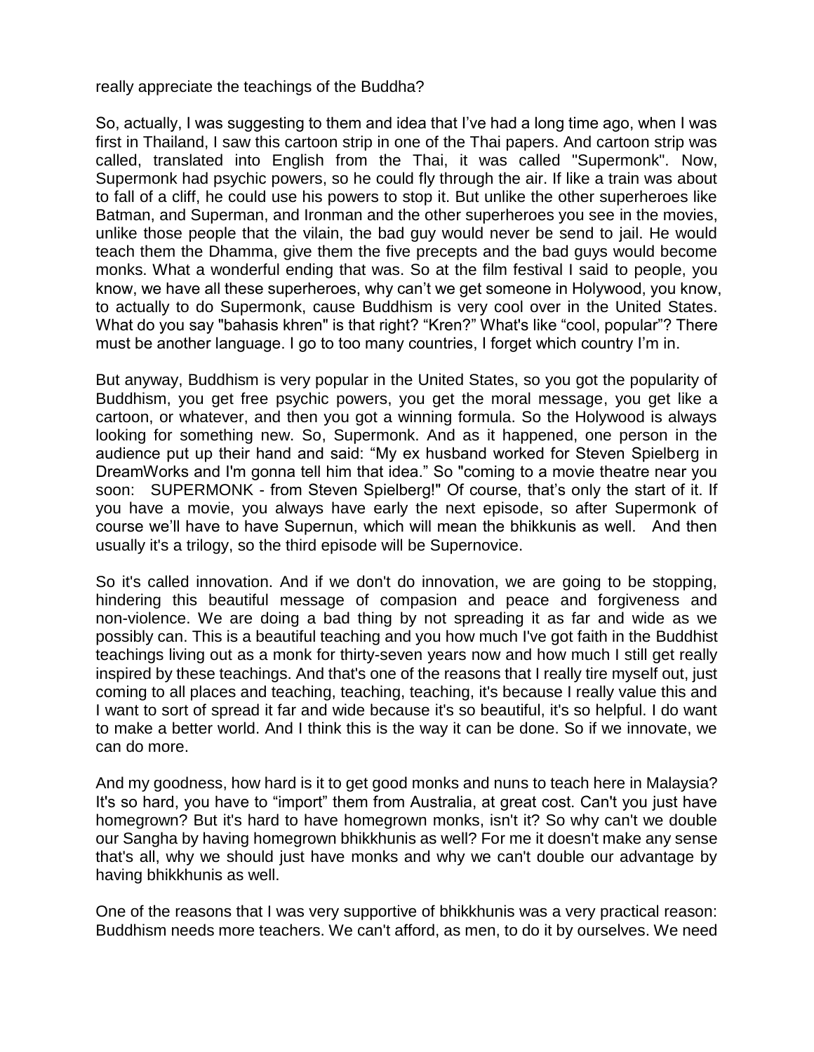really appreciate the teachings of the Buddha?

So, actually, I was suggesting to them and idea that I've had a long time ago, when I was first in Thailand, I saw this cartoon strip in one of the Thai papers. And cartoon strip was called, translated into English from the Thai, it was called "Supermonk". Now, Supermonk had psychic powers, so he could fly through the air. If like a train was about to fall of a cliff, he could use his powers to stop it. But unlike the other superheroes like Batman, and Superman, and Ironman and the other superheroes you see in the movies, unlike those people that the vilain, the bad guy would never be send to jail. He would teach them the Dhamma, give them the five precepts and the bad guys would become monks. What a wonderful ending that was. So at the film festival I said to people, you know, we have all these superheroes, why can't we get someone in Holywood, you know, to actually to do Supermonk, cause Buddhism is very cool over in the United States. What do you say "bahasis khren" is that right? "Kren?" What's like "cool, popular"? There must be another language. I go to too many countries, I forget which country I'm in.

But anyway, Buddhism is very popular in the United States, so you got the popularity of Buddhism, you get free psychic powers, you get the moral message, you get like a cartoon, or whatever, and then you got a winning formula. So the Holywood is always looking for something new. So, Supermonk. And as it happened, one person in the audience put up their hand and said: "My ex husband worked for Steven Spielberg in DreamWorks and I'm gonna tell him that idea." So "coming to a movie theatre near you soon: SUPERMONK - from Steven Spielberg!" Of course, that's only the start of it. If you have a movie, you always have early the next episode, so after Supermonk of course we'll have to have Supernun, which will mean the bhikkunis as well. And then usually it's a trilogy, so the third episode will be Supernovice.

So it's called innovation. And if we don't do innovation, we are going to be stopping, hindering this beautiful message of compasion and peace and forgiveness and non-violence. We are doing a bad thing by not spreading it as far and wide as we possibly can. This is a beautiful teaching and you how much I've got faith in the Buddhist teachings living out as a monk for thirty-seven years now and how much I still get really inspired by these teachings. And that's one of the reasons that I really tire myself out, just coming to all places and teaching, teaching, teaching, it's because I really value this and I want to sort of spread it far and wide because it's so beautiful, it's so helpful. I do want to make a better world. And I think this is the way it can be done. So if we innovate, we can do more.

And my goodness, how hard is it to get good monks and nuns to teach here in Malaysia? It's so hard, you have to "import" them from Australia, at great cost. Can't you just have homegrown? But it's hard to have homegrown monks, isn't it? So why can't we double our Sangha by having homegrown bhikkhunis as well? For me it doesn't make any sense that's all, why we should just have monks and why we can't double our advantage by having bhikkhunis as well.

One of the reasons that I was very supportive of bhikkhunis was a very practical reason: Buddhism needs more teachers. We can't afford, as men, to do it by ourselves. We need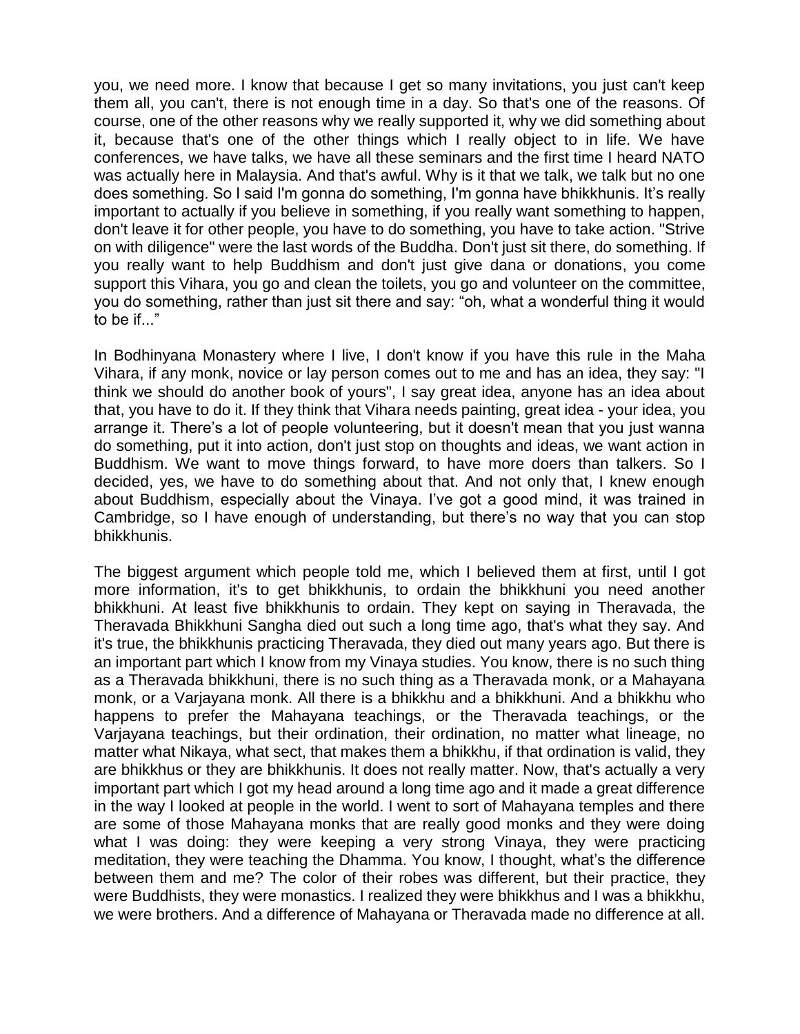you, we need more. I know that because I get so many invitations, you just can't keep them all, you can't, there is not enough time in a day. So that's one of the reasons. Of course, one of the other reasons why we really supported it, why we did something about it, because that's one of the other things which I really object to in life. We have conferences, we have talks, we have all these seminars and the first time I heard NATO was actually here in Malaysia. And that's awful. Why is it that we talk, we talk but no one does something. So I said I'm gonna do something, I'm gonna have bhikkhunis. It's really important to actually if you believe in something, if you really want something to happen, don't leave it for other people, you have to do something, you have to take action. "Strive on with diligence" were the last words of the Buddha. Don't just sit there, do something. If you really want to help Buddhism and don't just give dana or donations, you come support this Vihara, you go and clean the toilets, you go and volunteer on the committee, you do something, rather than just sit there and say: "oh, what a wonderful thing it would to be if..."

In Bodhinyana Monastery where I live, I don't know if you have this rule in the Maha Vihara, if any monk, novice or lay person comes out to me and has an idea, they say: "I think we should do another book of yours", I say great idea, anyone has an idea about that, you have to do it. If they think that Vihara needs painting, great idea - your idea, you arrange it. There's a lot of people volunteering, but it doesn't mean that you just wanna do something, put it into action, don't just stop on thoughts and ideas, we want action in Buddhism. We want to move things forward, to have more doers than talkers. So I decided, yes, we have to do something about that. And not only that, I knew enough about Buddhism, especially about the Vinaya. I've got a good mind, it was trained in Cambridge, so I have enough of understanding, but there's no way that you can stop bhikkhunis.

The biggest argument which people told me, which I believed them at first, until I got more information, it's to get bhikkhunis, to ordain the bhikkhuni you need another bhikkhuni. At least five bhikkhunis to ordain. They kept on saying in Theravada, the Theravada Bhikkhuni Sangha died out such a long time ago, that's what they say. And it's true, the bhikkhunis practicing Theravada, they died out many years ago. But there is an important part which I know from my Vinaya studies. You know, there is no such thing as a Theravada bhikkhuni, there is no such thing as a Theravada monk, or a Mahayana monk, or a Varjayana monk. All there is a bhikkhu and a bhikkhuni. And a bhikkhu who happens to prefer the Mahayana teachings, or the Theravada teachings, or the Varjayana teachings, but their ordination, their ordination, no matter what lineage, no matter what Nikaya, what sect, that makes them a bhikkhu, if that ordination is valid, they are bhikkhus or they are bhikkhunis. It does not really matter. Now, that's actually a very important part which I got my head around a long time ago and it made a great difference in the way I looked at people in the world. I went to sort of Mahayana temples and there are some of those Mahayana monks that are really good monks and they were doing what I was doing: they were keeping a very strong Vinaya, they were practicing meditation, they were teaching the Dhamma. You know, I thought, what's the difference between them and me? The color of their robes was different, but their practice, they were Buddhists, they were monastics. I realized they were bhikkhus and I was a bhikkhu, we were brothers. And a difference of Mahayana or Theravada made no difference at all.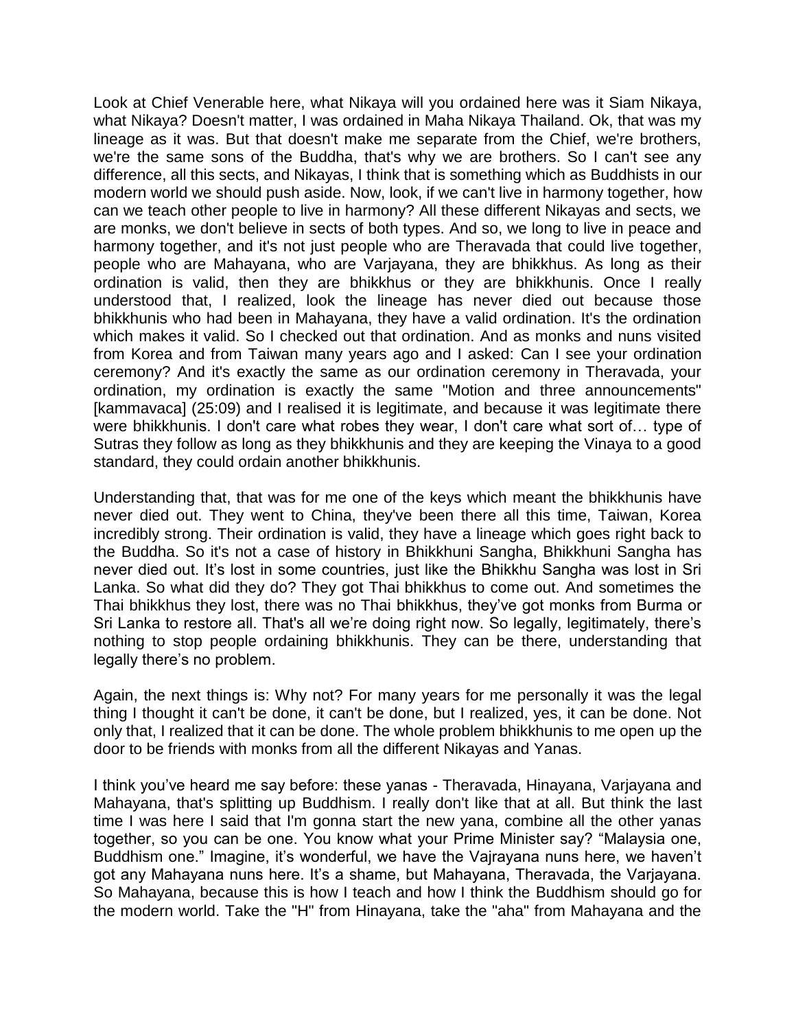Look at Chief Venerable here, what Nikaya will you ordained here was it Siam Nikaya, what Nikaya? Doesn't matter, I was ordained in Maha Nikaya Thailand. Ok, that was my lineage as it was. But that doesn't make me separate from the Chief, we're brothers, we're the same sons of the Buddha, that's why we are brothers. So I can't see any difference, all this sects, and Nikayas, I think that is something which as Buddhists in our modern world we should push aside. Now, look, if we can't live in harmony together, how can we teach other people to live in harmony? All these different Nikayas and sects, we are monks, we don't believe in sects of both types. And so, we long to live in peace and harmony together, and it's not just people who are Theravada that could live together, people who are Mahayana, who are Varjayana, they are bhikkhus. As long as their ordination is valid, then they are bhikkhus or they are bhikkhunis. Once I really understood that, I realized, look the lineage has never died out because those bhikkhunis who had been in Mahayana, they have a valid ordination. It's the ordination which makes it valid. So I checked out that ordination. And as monks and nuns visited from Korea and from Taiwan many years ago and I asked: Can I see your ordination ceremony? And it's exactly the same as our ordination ceremony in Theravada, your ordination, my ordination is exactly the same "Motion and three announcements" [kammavaca] (25:09) and I realised it is legitimate, and because it was legitimate there were bhikkhunis. I don't care what robes they wear, I don't care what sort of… type of Sutras they follow as long as they bhikkhunis and they are keeping the Vinaya to a good standard, they could ordain another bhikkhunis.

Understanding that, that was for me one of the keys which meant the bhikkhunis have never died out. They went to China, they've been there all this time, Taiwan, Korea incredibly strong. Their ordination is valid, they have a lineage which goes right back to the Buddha. So it's not a case of history in Bhikkhuni Sangha, Bhikkhuni Sangha has never died out. It's lost in some countries, just like the Bhikkhu Sangha was lost in Sri Lanka. So what did they do? They got Thai bhikkhus to come out. And sometimes the Thai bhikkhus they lost, there was no Thai bhikkhus, they've got monks from Burma or Sri Lanka to restore all. That's all we're doing right now. So legally, legitimately, there's nothing to stop people ordaining bhikkhunis. They can be there, understanding that legally there's no problem.

Again, the next things is: Why not? For many years for me personally it was the legal thing I thought it can't be done, it can't be done, but I realized, yes, it can be done. Not only that, I realized that it can be done. The whole problem bhikkhunis to me open up the door to be friends with monks from all the different Nikayas and Yanas.

I think you've heard me say before: these yanas - Theravada, Hinayana, Varjayana and Mahayana, that's splitting up Buddhism. I really don't like that at all. But think the last time I was here I said that I'm gonna start the new yana, combine all the other yanas together, so you can be one. You know what your Prime Minister say? "Malaysia one, Buddhism one." Imagine, it's wonderful, we have the Vajrayana nuns here, we haven't got any Mahayana nuns here. It's a shame, but Mahayana, Theravada, the Varjayana. So Mahayana, because this is how I teach and how I think the Buddhism should go for the modern world. Take the "H" from Hinayana, take the "aha" from Mahayana and the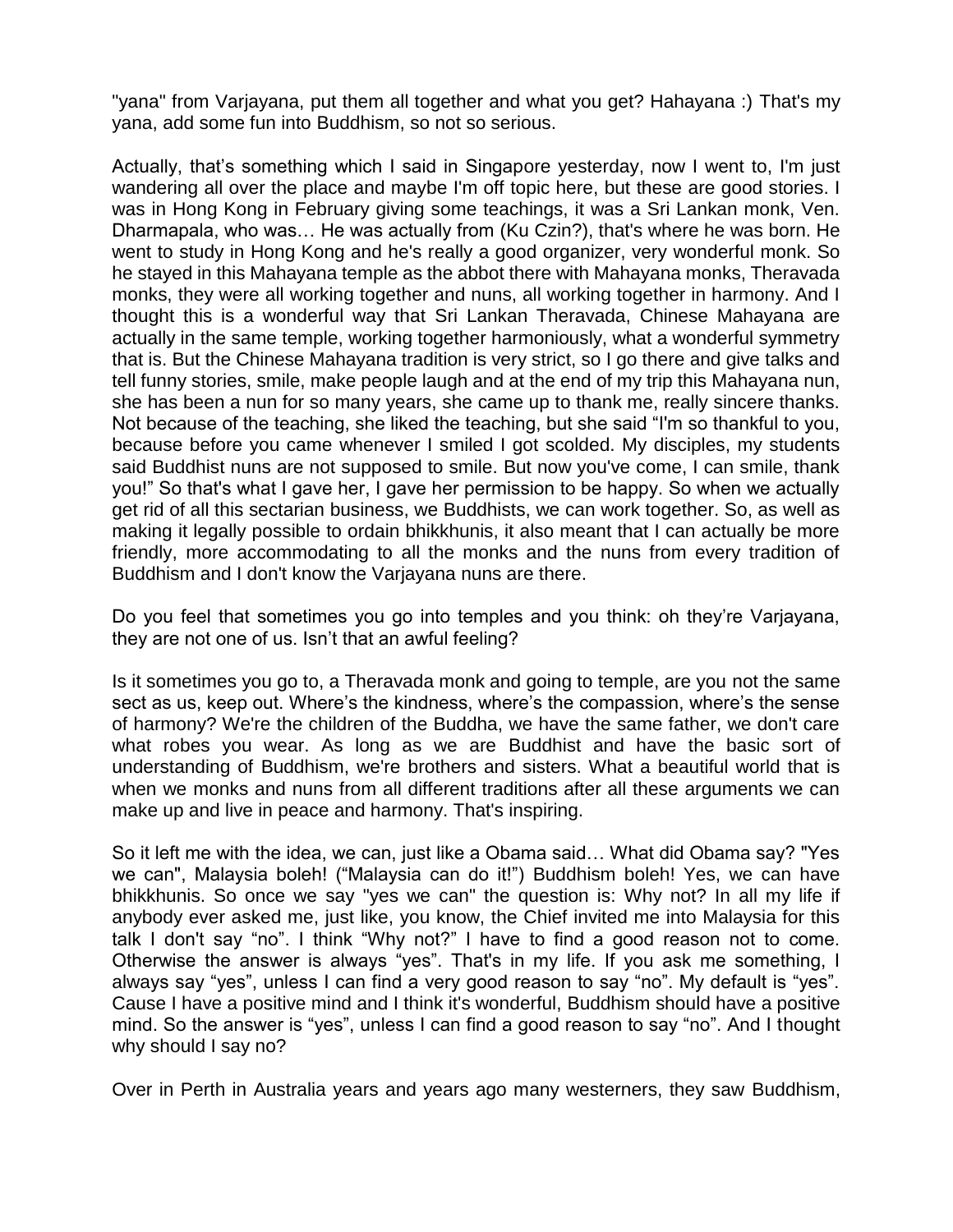"yana" from Varjayana, put them all together and what you get? Hahayana :) That's my yana, add some fun into Buddhism, so not so serious.

Actually, that's something which I said in Singapore yesterday, now I went to, I'm just wandering all over the place and maybe I'm off topic here, but these are good stories. I was in Hong Kong in February giving some teachings, it was a Sri Lankan monk, Ven. Dharmapala, who was… He was actually from (Ku Czin?), that's where he was born. He went to study in Hong Kong and he's really a good organizer, very wonderful monk. So he stayed in this Mahayana temple as the abbot there with Mahayana monks, Theravada monks, they were all working together and nuns, all working together in harmony. And I thought this is a wonderful way that Sri Lankan Theravada, Chinese Mahayana are actually in the same temple, working together harmoniously, what a wonderful symmetry that is. But the Chinese Mahayana tradition is very strict, so I go there and give talks and tell funny stories, smile, make people laugh and at the end of my trip this Mahayana nun, she has been a nun for so many years, she came up to thank me, really sincere thanks. Not because of the teaching, she liked the teaching, but she said "I'm so thankful to you, because before you came whenever I smiled I got scolded. My disciples, my students said Buddhist nuns are not supposed to smile. But now you've come, I can smile, thank you!" So that's what I gave her, I gave her permission to be happy. So when we actually get rid of all this sectarian business, we Buddhists, we can work together. So, as well as making it legally possible to ordain bhikkhunis, it also meant that I can actually be more friendly, more accommodating to all the monks and the nuns from every tradition of Buddhism and I don't know the Varjayana nuns are there.

Do you feel that sometimes you go into temples and you think: oh they're Varjayana, they are not one of us. Isn't that an awful feeling?

Is it sometimes you go to, a Theravada monk and going to temple, are you not the same sect as us, keep out. Where's the kindness, where's the compassion, where's the sense of harmony? We're the children of the Buddha, we have the same father, we don't care what robes you wear. As long as we are Buddhist and have the basic sort of understanding of Buddhism, we're brothers and sisters. What a beautiful world that is when we monks and nuns from all different traditions after all these arguments we can make up and live in peace and harmony. That's inspiring.

So it left me with the idea, we can, just like a Obama said… What did Obama say? "Yes we can", Malaysia boleh! ("Malaysia can do it!") Buddhism boleh! Yes, we can have bhikkhunis. So once we say "yes we can" the question is: Why not? In all my life if anybody ever asked me, just like, you know, the Chief invited me into Malaysia for this talk I don't say "no". I think "Why not?" I have to find a good reason not to come. Otherwise the answer is always "yes". That's in my life. If you ask me something, I always say "yes", unless I can find a very good reason to say "no". My default is "yes". Cause I have a positive mind and I think it's wonderful, Buddhism should have a positive mind. So the answer is "yes", unless I can find a good reason to say "no". And I thought why should I say no?

Over in Perth in Australia years and years ago many westerners, they saw Buddhism,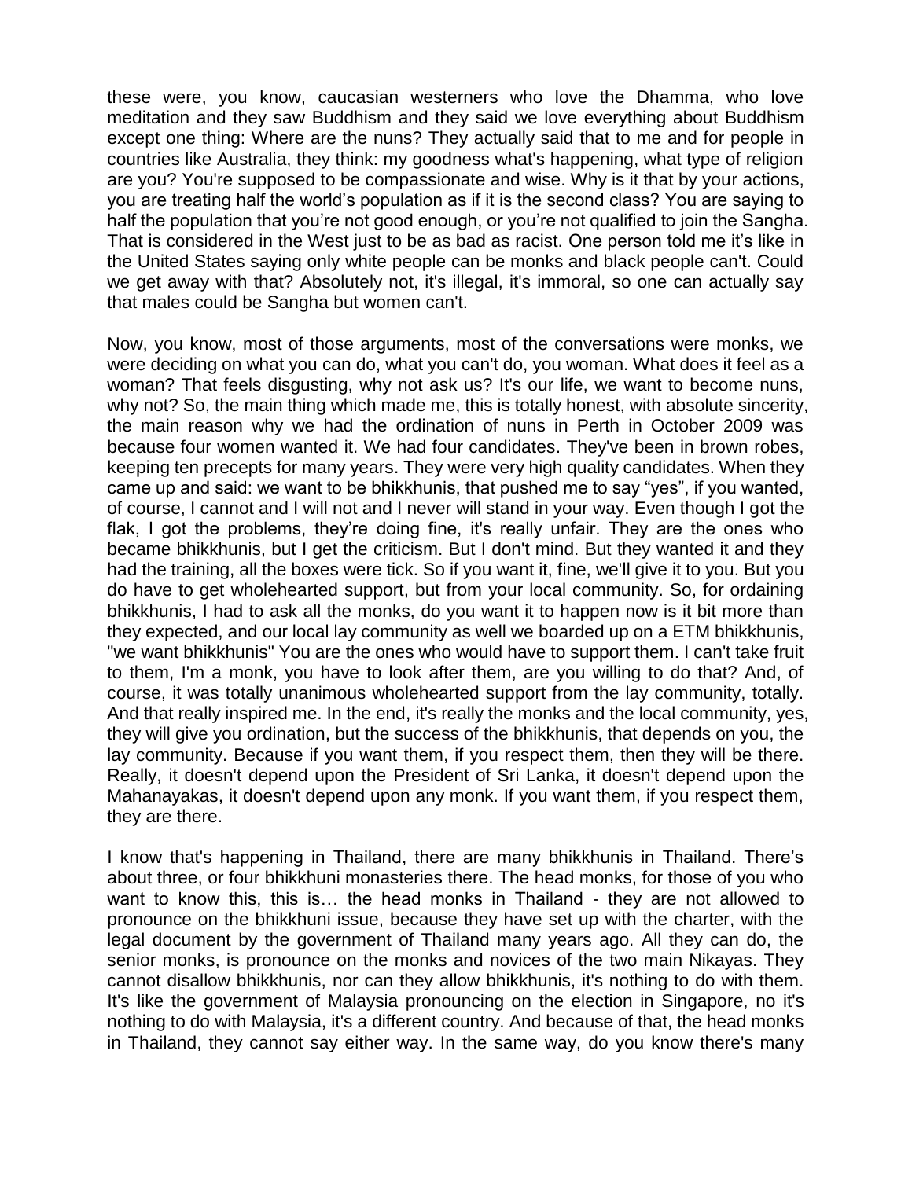these were, you know, caucasian westerners who love the Dhamma, who love meditation and they saw Buddhism and they said we love everything about Buddhism except one thing: Where are the nuns? They actually said that to me and for people in countries like Australia, they think: my goodness what's happening, what type of religion are you? You're supposed to be compassionate and wise. Why is it that by your actions, you are treating half the world's population as if it is the second class? You are saying to half the population that you're not good enough, or you're not qualified to join the Sangha. That is considered in the West just to be as bad as racist. One person told me it's like in the United States saying only white people can be monks and black people can't. Could we get away with that? Absolutely not, it's illegal, it's immoral, so one can actually say that males could be Sangha but women can't.

Now, you know, most of those arguments, most of the conversations were monks, we were deciding on what you can do, what you can't do, you woman. What does it feel as a woman? That feels disgusting, why not ask us? It's our life, we want to become nuns, why not? So, the main thing which made me, this is totally honest, with absolute sincerity, the main reason why we had the ordination of nuns in Perth in October 2009 was because four women wanted it. We had four candidates. They've been in brown robes, keeping ten precepts for many years. They were very high quality candidates. When they came up and said: we want to be bhikkhunis, that pushed me to say "yes", if you wanted, of course, I cannot and I will not and I never will stand in your way. Even though I got the flak, I got the problems, they're doing fine, it's really unfair. They are the ones who became bhikkhunis, but I get the criticism. But I don't mind. But they wanted it and they had the training, all the boxes were tick. So if you want it, fine, we'll give it to you. But you do have to get wholehearted support, but from your local community. So, for ordaining bhikkhunis, I had to ask all the monks, do you want it to happen now is it bit more than they expected, and our local lay community as well we boarded up on a ETM bhikkhunis, "we want bhikkhunis" You are the ones who would have to support them. I can't take fruit to them, I'm a monk, you have to look after them, are you willing to do that? And, of course, it was totally unanimous wholehearted support from the lay community, totally. And that really inspired me. In the end, it's really the monks and the local community, yes, they will give you ordination, but the success of the bhikkhunis, that depends on you, the lay community. Because if you want them, if you respect them, then they will be there. Really, it doesn't depend upon the President of Sri Lanka, it doesn't depend upon the Mahanayakas, it doesn't depend upon any monk. If you want them, if you respect them, they are there.

I know that's happening in Thailand, there are many bhikkhunis in Thailand. There's about three, or four bhikkhuni monasteries there. The head monks, for those of you who want to know this, this is… the head monks in Thailand - they are not allowed to pronounce on the bhikkhuni issue, because they have set up with the charter, with the legal document by the government of Thailand many years ago. All they can do, the senior monks, is pronounce on the monks and novices of the two main Nikayas. They cannot disallow bhikkhunis, nor can they allow bhikkhunis, it's nothing to do with them. It's like the government of Malaysia pronouncing on the election in Singapore, no it's nothing to do with Malaysia, it's a different country. And because of that, the head monks in Thailand, they cannot say either way. In the same way, do you know there's many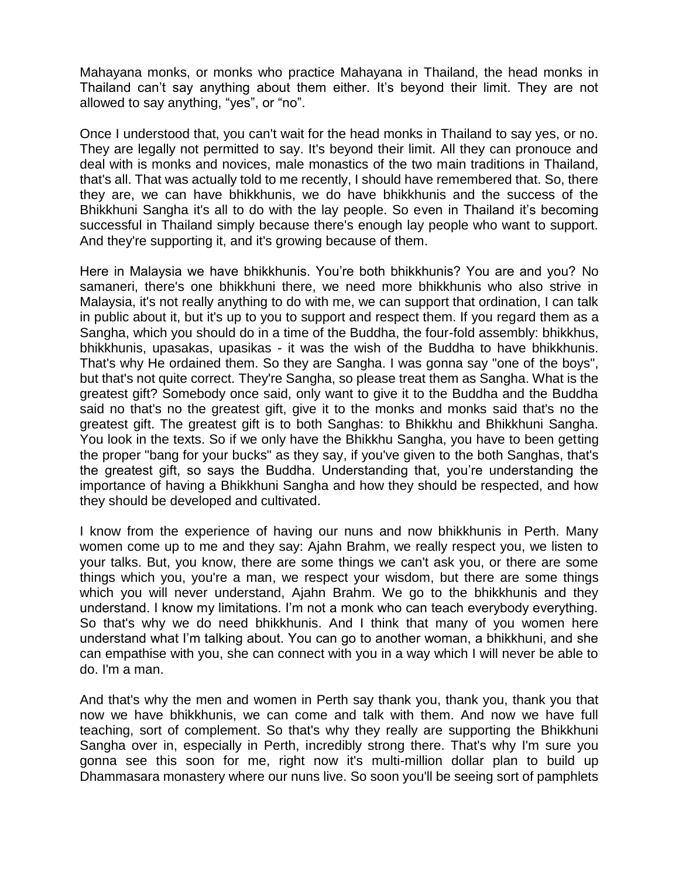Mahayana monks, or monks who practice Mahayana in Thailand, the head monks in Thailand can't say anything about them either. It's beyond their limit. They are not allowed to say anything, "yes", or "no".

Once I understood that, you can't wait for the head monks in Thailand to say yes, or no. They are legally not permitted to say. It's beyond their limit. All they can pronouce and deal with is monks and novices, male monastics of the two main traditions in Thailand, that's all. That was actually told to me recently, I should have remembered that. So, there they are, we can have bhikkhunis, we do have bhikkhunis and the success of the Bhikkhuni Sangha it's all to do with the lay people. So even in Thailand it's becoming successful in Thailand simply because there's enough lay people who want to support. And they're supporting it, and it's growing because of them.

Here in Malaysia we have bhikkhunis. You're both bhikkhunis? You are and you? No samaneri, there's one bhikkhuni there, we need more bhikkhunis who also strive in Malaysia, it's not really anything to do with me, we can support that ordination, I can talk in public about it, but it's up to you to support and respect them. If you regard them as a Sangha, which you should do in a time of the Buddha, the four-fold assembly: bhikkhus, bhikkhunis, upasakas, upasikas - it was the wish of the Buddha to have bhikkhunis. That's why He ordained them. So they are Sangha. I was gonna say "one of the boys", but that's not quite correct. They're Sangha, so please treat them as Sangha. What is the greatest gift? Somebody once said, only want to give it to the Buddha and the Buddha said no that's no the greatest gift, give it to the monks and monks said that's no the greatest gift. The greatest gift is to both Sanghas: to Bhikkhu and Bhikkhuni Sangha. You look in the texts. So if we only have the Bhikkhu Sangha, you have to been getting the proper "bang for your bucks" as they say, if you've given to the both Sanghas, that's the greatest gift, so says the Buddha. Understanding that, you're understanding the importance of having a Bhikkhuni Sangha and how they should be respected, and how they should be developed and cultivated.

I know from the experience of having our nuns and now bhikkhunis in Perth. Many women come up to me and they say: Ajahn Brahm, we really respect you, we listen to your talks. But, you know, there are some things we can't ask you, or there are some things which you, you're a man, we respect your wisdom, but there are some things which you will never understand, Ajahn Brahm. We go to the bhikkhunis and they understand. I know my limitations. I'm not a monk who can teach everybody everything. So that's why we do need bhikkhunis. And I think that many of you women here understand what I'm talking about. You can go to another woman, a bhikkhuni, and she can empathise with you, she can connect with you in a way which I will never be able to do. I'm a man.

And that's why the men and women in Perth say thank you, thank you, thank you that now we have bhikkhunis, we can come and talk with them. And now we have full teaching, sort of complement. So that's why they really are supporting the Bhikkhuni Sangha over in, especially in Perth, incredibly strong there. That's why I'm sure you gonna see this soon for me, right now it's multi-million dollar plan to build up Dhammasara monastery where our nuns live. So soon you'll be seeing sort of pamphlets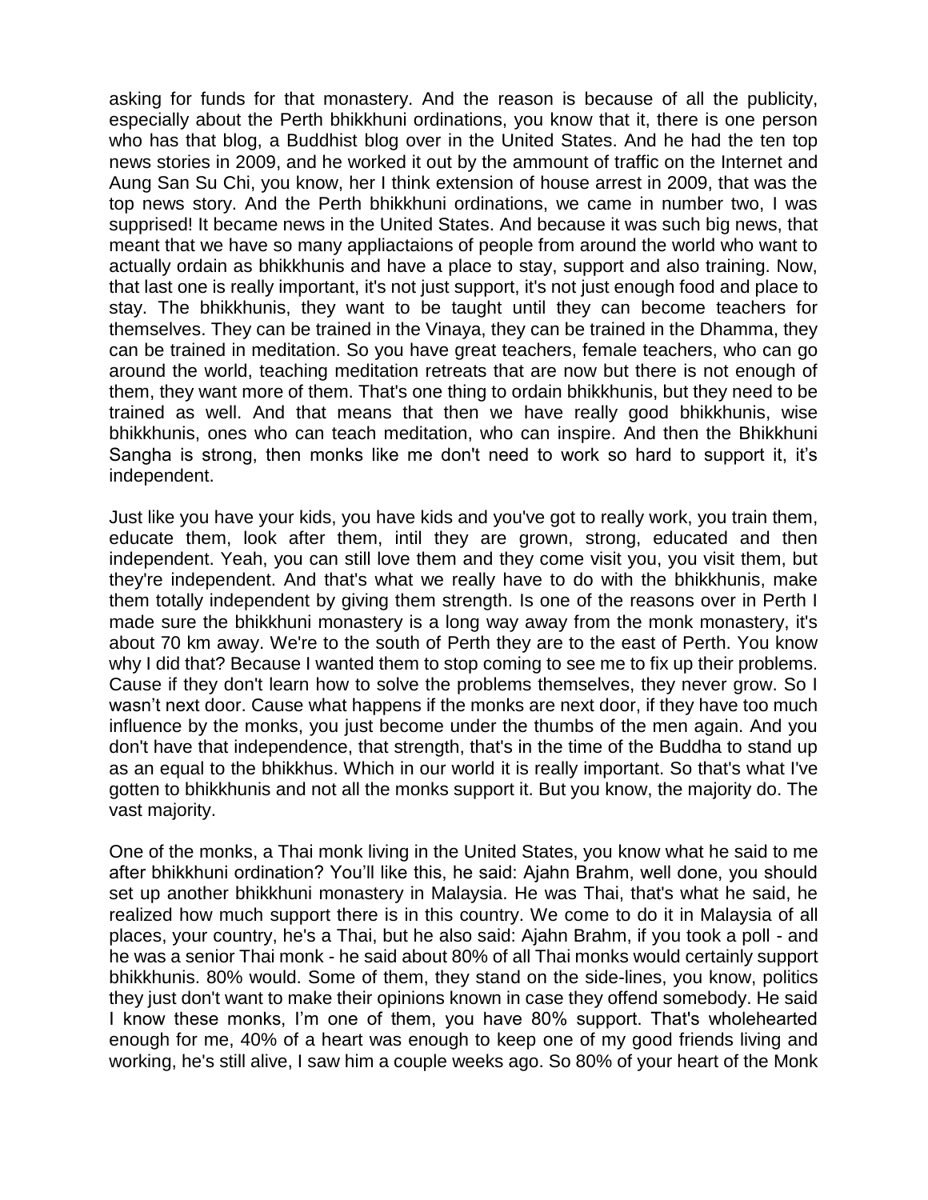asking for funds for that monastery. And the reason is because of all the publicity, especially about the Perth bhikkhuni ordinations, you know that it, there is one person who has that blog, a Buddhist blog over in the United States. And he had the ten top news stories in 2009, and he worked it out by the ammount of traffic on the Internet and Aung San Su Chi, you know, her I think extension of house arrest in 2009, that was the top news story. And the Perth bhikkhuni ordinations, we came in number two, I was supprised! It became news in the United States. And because it was such big news, that meant that we have so many appliactaions of people from around the world who want to actually ordain as bhikkhunis and have a place to stay, support and also training. Now, that last one is really important, it's not just support, it's not just enough food and place to stay. The bhikkhunis, they want to be taught until they can become teachers for themselves. They can be trained in the Vinaya, they can be trained in the Dhamma, they can be trained in meditation. So you have great teachers, female teachers, who can go around the world, teaching meditation retreats that are now but there is not enough of them, they want more of them. That's one thing to ordain bhikkhunis, but they need to be trained as well. And that means that then we have really good bhikkhunis, wise bhikkhunis, ones who can teach meditation, who can inspire. And then the Bhikkhuni Sangha is strong, then monks like me don't need to work so hard to support it, it's independent.

Just like you have your kids, you have kids and you've got to really work, you train them, educate them, look after them, intil they are grown, strong, educated and then independent. Yeah, you can still love them and they come visit you, you visit them, but they're independent. And that's what we really have to do with the bhikkhunis, make them totally independent by giving them strength. Is one of the reasons over in Perth I made sure the bhikkhuni monastery is a long way away from the monk monastery, it's about 70 km away. We're to the south of Perth they are to the east of Perth. You know why I did that? Because I wanted them to stop coming to see me to fix up their problems. Cause if they don't learn how to solve the problems themselves, they never grow. So I wasn't next door. Cause what happens if the monks are next door, if they have too much influence by the monks, you just become under the thumbs of the men again. And you don't have that independence, that strength, that's in the time of the Buddha to stand up as an equal to the bhikkhus. Which in our world it is really important. So that's what I've gotten to bhikkhunis and not all the monks support it. But you know, the majority do. The vast majority.

One of the monks, a Thai monk living in the United States, you know what he said to me after bhikkhuni ordination? You'll like this, he said: Ajahn Brahm, well done, you should set up another bhikkhuni monastery in Malaysia. He was Thai, that's what he said, he realized how much support there is in this country. We come to do it in Malaysia of all places, your country, he's a Thai, but he also said: Ajahn Brahm, if you took a poll - and he was a senior Thai monk - he said about 80% of all Thai monks would certainly support bhikkhunis. 80% would. Some of them, they stand on the side-lines, you know, politics they just don't want to make their opinions known in case they offend somebody. He said I know these monks, I'm one of them, you have 80% support. That's wholehearted enough for me, 40% of a heart was enough to keep one of my good friends living and working, he's still alive, I saw him a couple weeks ago. So 80% of your heart of the Monk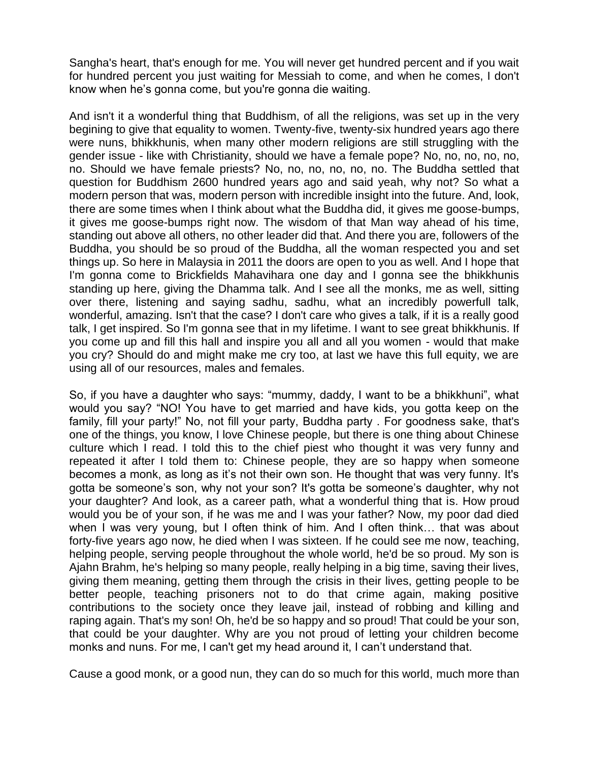Sangha's heart, that's enough for me. You will never get hundred percent and if you wait for hundred percent you just waiting for Messiah to come, and when he comes, I don't know when he's gonna come, but you're gonna die waiting.

And isn't it a wonderful thing that Buddhism, of all the religions, was set up in the very begining to give that equality to women. Twenty-five, twenty-six hundred years ago there were nuns, bhikkhunis, when many other modern religions are still struggling with the gender issue - like with Christianity, should we have a female pope? No, no, no, no, no, no. Should we have female priests? No, no, no, no, no, no. The Buddha settled that question for Buddhism 2600 hundred years ago and said yeah, why not? So what a modern person that was, modern person with incredible insight into the future. And, look, there are some times when I think about what the Buddha did, it gives me goose-bumps, it gives me goose-bumps right now. The wisdom of that Man way ahead of his time, standing out above all others, no other leader did that. And there you are, followers of the Buddha, you should be so proud of the Buddha, all the woman respected you and set things up. So here in Malaysia in 2011 the doors are open to you as well. And I hope that I'm gonna come to Brickfields Mahavihara one day and I gonna see the bhikkhunis standing up here, giving the Dhamma talk. And I see all the monks, me as well, sitting over there, listening and saying sadhu, sadhu, what an incredibly powerfull talk, wonderful, amazing. Isn't that the case? I don't care who gives a talk, if it is a really good talk, I get inspired. So I'm gonna see that in my lifetime. I want to see great bhikkhunis. If you come up and fill this hall and inspire you all and all you women - would that make you cry? Should do and might make me cry too, at last we have this full equity, we are using all of our resources, males and females.

So, if you have a daughter who says: "mummy, daddy, I want to be a bhikkhuni", what would you say? "NO! You have to get married and have kids, you gotta keep on the family, fill your party!" No, not fill your party, Buddha party . For goodness sake, that's one of the things, you know, I love Chinese people, but there is one thing about Chinese culture which I read. I told this to the chief piest who thought it was very funny and repeated it after I told them to: Chinese people, they are so happy when someone becomes a monk, as long as it's not their own son. He thought that was very funny. It's gotta be someone's son, why not your son? It's gotta be someone's daughter, why not your daughter? And look, as a career path, what a wonderful thing that is. How proud would you be of your son, if he was me and I was your father? Now, my poor dad died when I was very young, but I often think of him. And I often think… that was about forty-five years ago now, he died when I was sixteen. If he could see me now, teaching, helping people, serving people throughout the whole world, he'd be so proud. My son is Ajahn Brahm, he's helping so many people, really helping in a big time, saving their lives, giving them meaning, getting them through the crisis in their lives, getting people to be better people, teaching prisoners not to do that crime again, making positive contributions to the society once they leave jail, instead of robbing and killing and raping again. That's my son! Oh, he'd be so happy and so proud! That could be your son, that could be your daughter. Why are you not proud of letting your children become monks and nuns. For me, I can't get my head around it, I can't understand that.

Cause a good monk, or a good nun, they can do so much for this world, much more than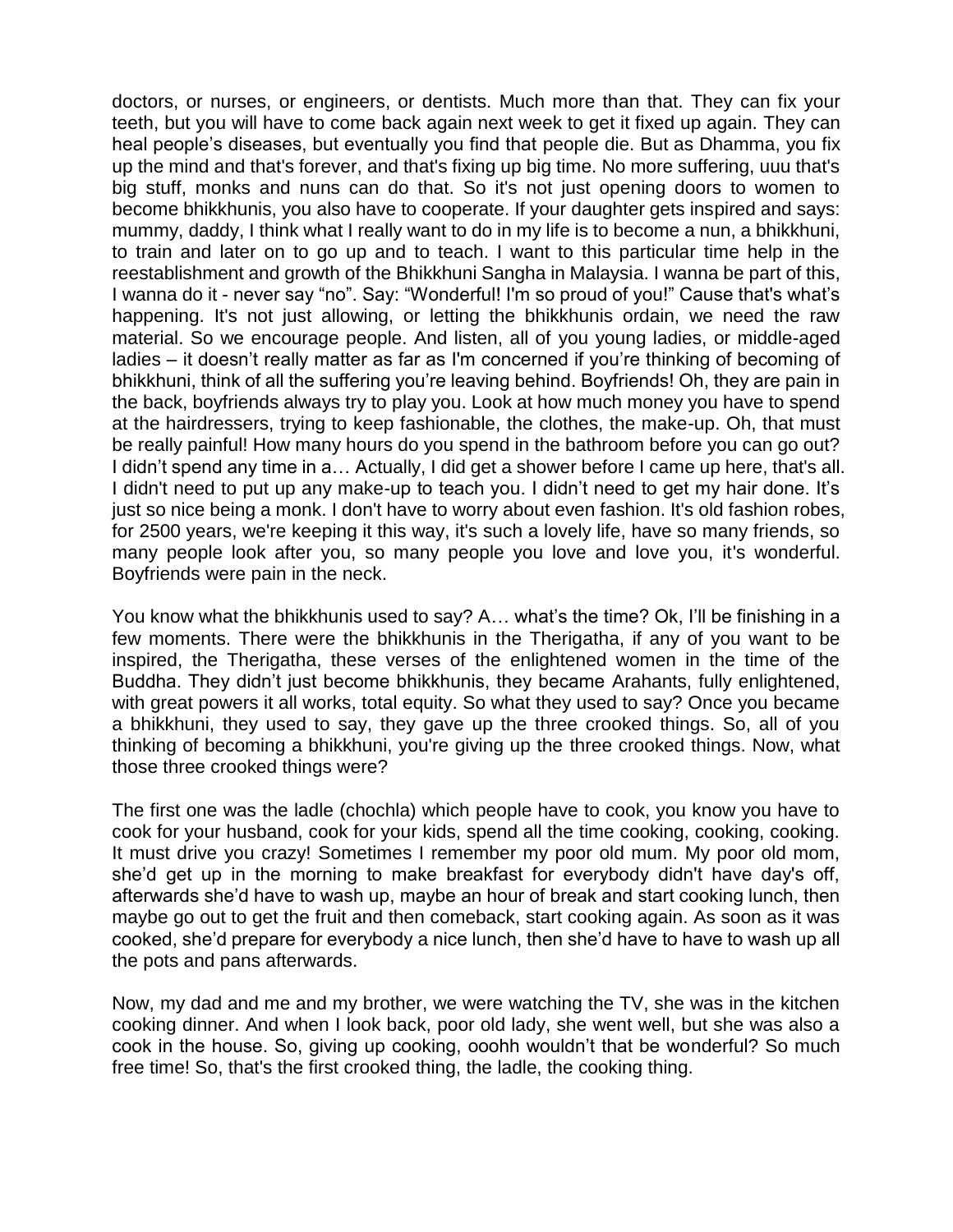doctors, or nurses, or engineers, or dentists. Much more than that. They can fix your teeth, but you will have to come back again next week to get it fixed up again. They can heal people's diseases, but eventually you find that people die. But as Dhamma, you fix up the mind and that's forever, and that's fixing up big time. No more suffering, uuu that's big stuff, monks and nuns can do that. So it's not just opening doors to women to become bhikkhunis, you also have to cooperate. If your daughter gets inspired and says: mummy, daddy, I think what I really want to do in my life is to become a nun, a bhikkhuni, to train and later on to go up and to teach. I want to this particular time help in the reestablishment and growth of the Bhikkhuni Sangha in Malaysia. I wanna be part of this, I wanna do it - never say "no". Say: "Wonderful! I'm so proud of you!" Cause that's what's happening. It's not just allowing, or letting the bhikkhunis ordain, we need the raw material. So we encourage people. And listen, all of you young ladies, or middle-aged ladies – it doesn't really matter as far as I'm concerned if you're thinking of becoming of bhikkhuni, think of all the suffering you're leaving behind. Boyfriends! Oh, they are pain in the back, boyfriends always try to play you. Look at how much money you have to spend at the hairdressers, trying to keep fashionable, the clothes, the make-up. Oh, that must be really painful! How many hours do you spend in the bathroom before you can go out? I didn't spend any time in a… Actually, I did get a shower before I came up here, that's all. I didn't need to put up any make-up to teach you. I didn't need to get my hair done. It's just so nice being a monk. I don't have to worry about even fashion. It's old fashion robes, for 2500 years, we're keeping it this way, it's such a lovely life, have so many friends, so many people look after you, so many people you love and love you, it's wonderful. Boyfriends were pain in the neck.

You know what the bhikkhunis used to say? A… what's the time? Ok, I'll be finishing in a few moments. There were the bhikkhunis in the Therigatha, if any of you want to be inspired, the Therigatha, these verses of the enlightened women in the time of the Buddha. They didn't just become bhikkhunis, they became Arahants, fully enlightened, with great powers it all works, total equity. So what they used to say? Once you became a bhikkhuni, they used to say, they gave up the three crooked things. So, all of you thinking of becoming a bhikkhuni, you're giving up the three crooked things. Now, what those three crooked things were?

The first one was the ladle (chochla) which people have to cook, you know you have to cook for your husband, cook for your kids, spend all the time cooking, cooking, cooking. It must drive you crazy! Sometimes I remember my poor old mum. My poor old mom, she'd get up in the morning to make breakfast for everybody didn't have day's off, afterwards she'd have to wash up, maybe an hour of break and start cooking lunch, then maybe go out to get the fruit and then comeback, start cooking again. As soon as it was cooked, she'd prepare for everybody a nice lunch, then she'd have to have to wash up all the pots and pans afterwards.

Now, my dad and me and my brother, we were watching the TV, she was in the kitchen cooking dinner. And when I look back, poor old lady, she went well, but she was also a cook in the house. So, giving up cooking, ooohh wouldn't that be wonderful? So much free time! So, that's the first crooked thing, the ladle, the cooking thing.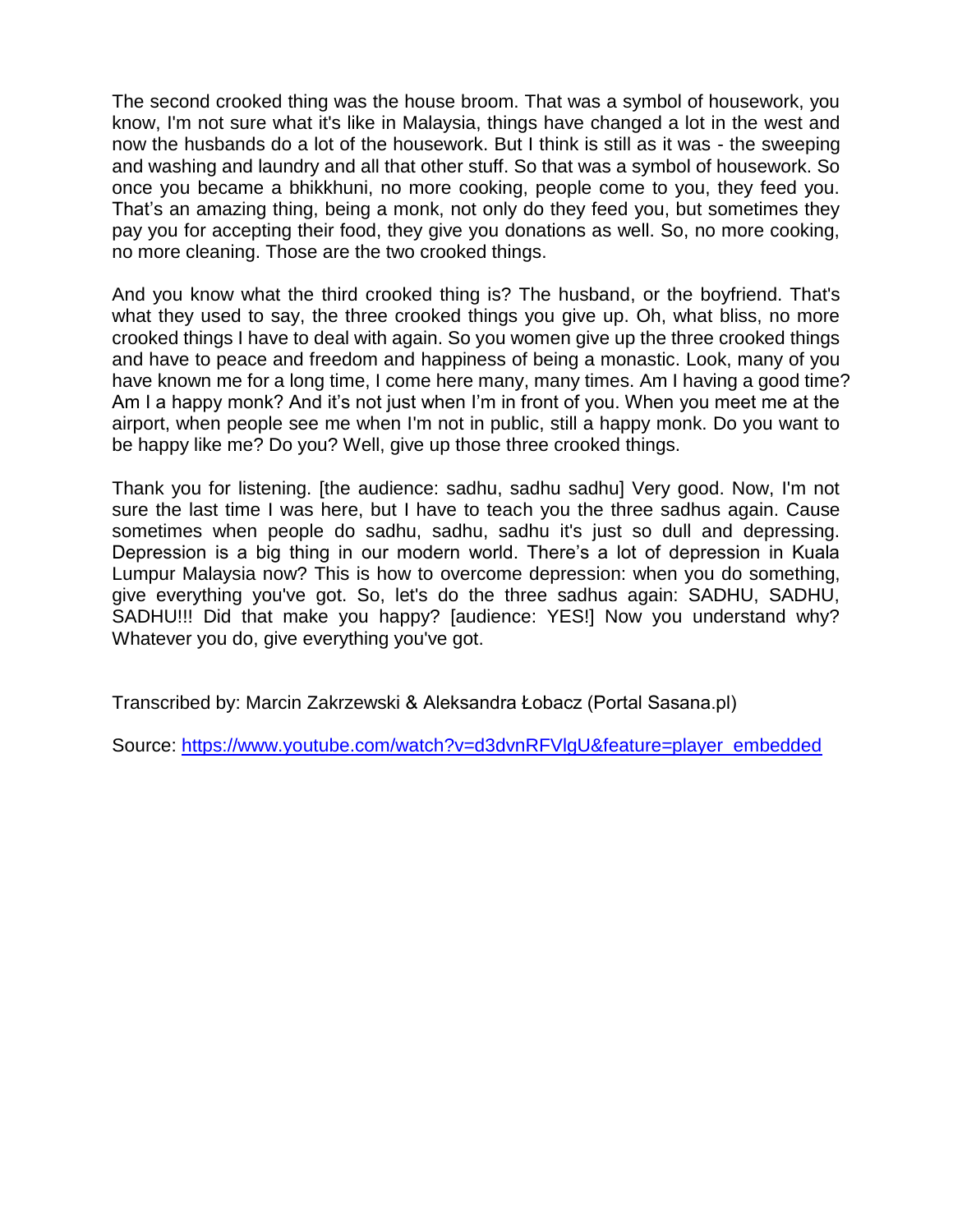The second crooked thing was the house broom. That was a symbol of housework, you know, I'm not sure what it's like in Malaysia, things have changed a lot in the west and now the husbands do a lot of the housework. But I think is still as it was - the sweeping and washing and laundry and all that other stuff. So that was a symbol of housework. So once you became a bhikkhuni, no more cooking, people come to you, they feed you. That's an amazing thing, being a monk, not only do they feed you, but sometimes they pay you for accepting their food, they give you donations as well. So, no more cooking, no more cleaning. Those are the two crooked things.

And you know what the third crooked thing is? The husband, or the boyfriend. That's what they used to say, the three crooked things you give up. Oh, what bliss, no more crooked things I have to deal with again. So you women give up the three crooked things and have to peace and freedom and happiness of being a monastic. Look, many of you have known me for a long time, I come here many, many times. Am I having a good time? Am I a happy monk? And it's not just when I'm in front of you. When you meet me at the airport, when people see me when I'm not in public, still a happy monk. Do you want to be happy like me? Do you? Well, give up those three crooked things.

Thank you for listening. [the audience: sadhu, sadhu sadhu] Very good. Now, I'm not sure the last time I was here, but I have to teach you the three sadhus again. Cause sometimes when people do sadhu, sadhu, sadhu it's just so dull and depressing. Depression is a big thing in our modern world. There's a lot of depression in Kuala Lumpur Malaysia now? This is how to overcome depression: when you do something, give everything you've got. So, let's do the three sadhus again: SADHU, SADHU, SADHU!!! Did that make you happy? [audience: YES!] Now you understand why? Whatever you do, give everything you've got.

Transcribed by: Marcin Zakrzewski & Aleksandra Łobacz (Portal Sasana.pl)

Source: https://www.youtube.com/watch?v=d3dvnRFVlgU&feature=player_embedded